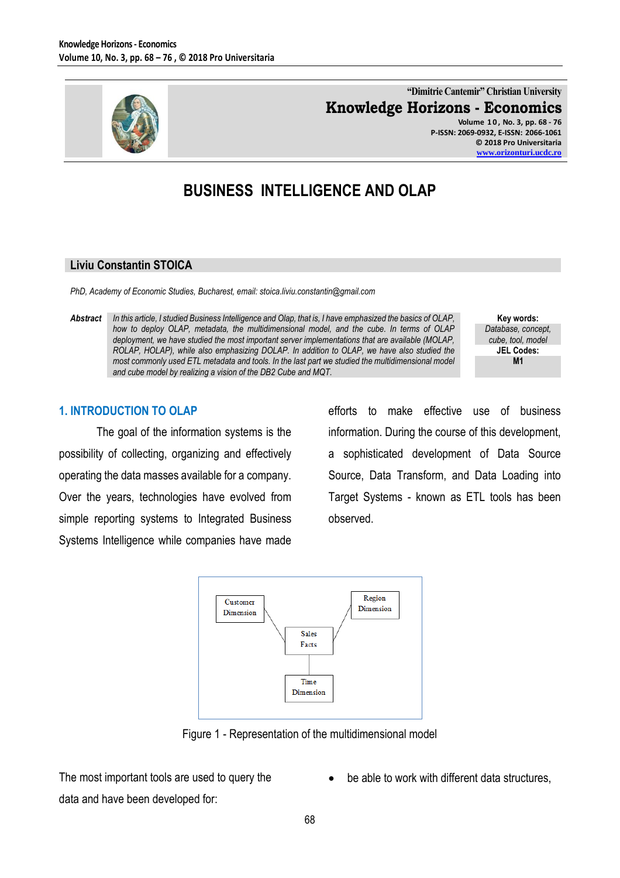# BUSINESS INTELLIGENCE AND OLAP

**Liviu Constantin STOICA**

*PhD, Academy of Economic Studies, Bucharest, email: stoica.liviu.constantin@gmail.com*

***Abstract*** *In this article, I studied Business Intelligence and Olap, that is, I have emphasized the basics of OLAP, how to deploy OLAP, metadata, the multidimensional model, and the cube. In terms of OLAP deployment, we have studied the most important server implementations that are available (MOLAP, ROLAP, HOLAP), while also emphasizing DOLAP. In addition to OLAP, we have also studied the most commonly used ETL metadata and tools. In the last part we studied the multidimensional model and cube model by realizing a vision of the DB2 Cube and MQT.*

**Key words:** *Database, concept, cube, tool, model*

**JEL Codes:** **M1**

## 1. INTRODUCTION TO OLAP

The goal of the information systems is the possibility of collecting, organizing and effectively operating the data masses available for a company. Over the years, technologies have evolved from simple reporting systems to Integrated Business Systems Intelligence while companies have made efforts to make effective use of business information. During the course of this development, a sophisticated development of Data Source Source, Data Transform, and Data Loading into Target Systems - known as ETL tools has been observed.

Figure 1 - Representation of the multidimensional model

The most important tools are used to query the data and have been developed for:

- be able to work with different data structures,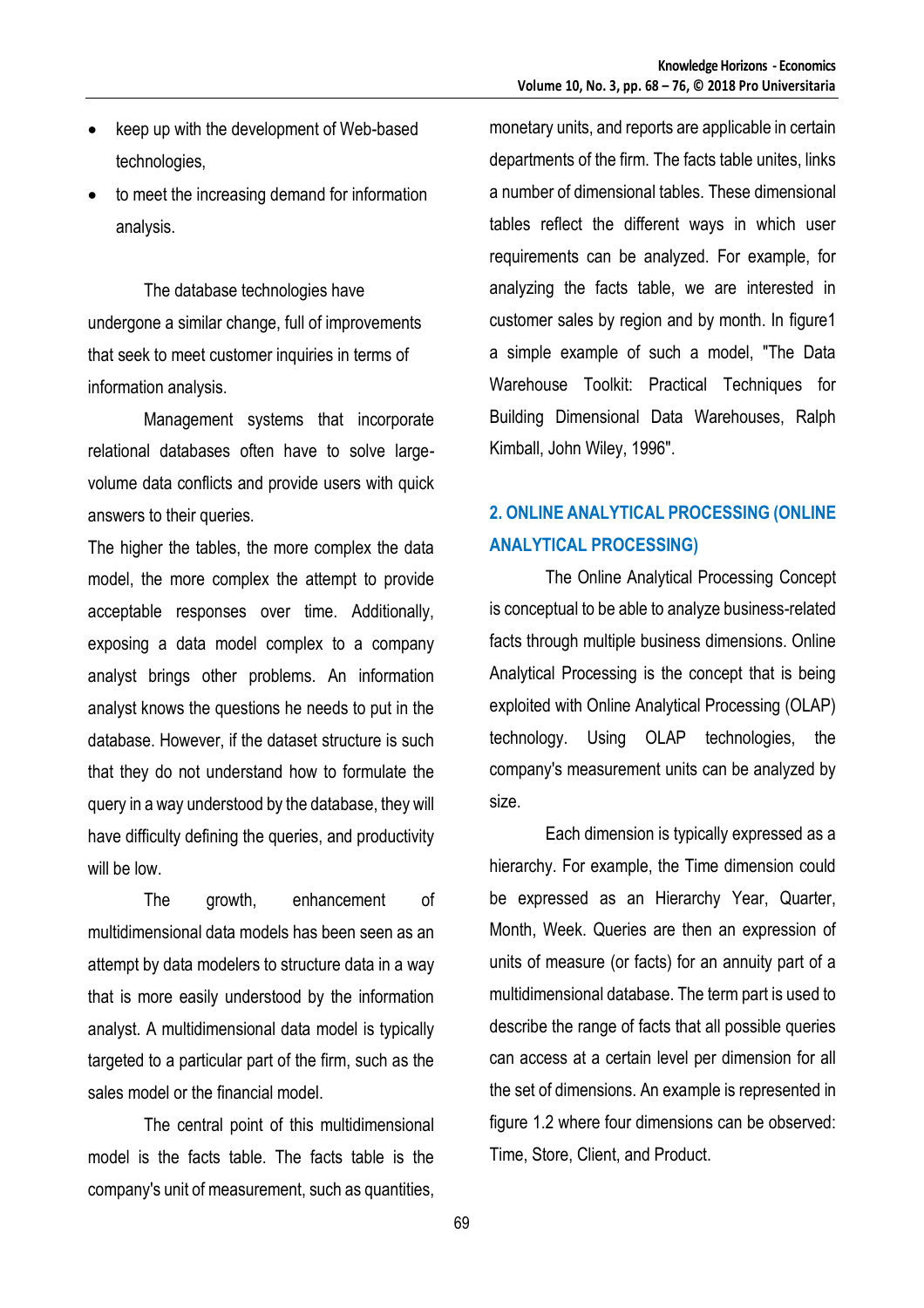- keep up with the development of Web-based technologies,
- to meet the increasing demand for information analysis.

The database technologies have undergone a similar change, full of improvements that seek to meet customer inquiries in terms of information analysis.

Management systems that incorporate relational databases often have to solve large-volume data conflicts and provide users with quick answers to their queries.

The higher the tables, the more complex the data model, the more complex the attempt to provide acceptable responses over time. Additionally, exposing a data model complex to a company analyst brings other problems. An information analyst knows the questions he needs to put in the database. However, if the dataset structure is such that they do not understand how to formulate the query in a way understood by the database, they will have difficulty defining the queries, and productivity will be low.

The growth, enhancement of multidimensional data models has been seen as an attempt by data modelers to structure data in a way that is more easily understood by the information analyst. A multidimensional data model is typically targeted to a particular part of the firm, such as the sales model or the financial model.

The central point of this multidimensional model is the facts table. The facts table is the company's unit of measurement, such as quantities, monetary units, and reports are applicable in certain departments of the firm. The facts table unites, links a number of dimensional tables. These dimensional tables reflect the different ways in which user requirements can be analyzed. For example, for analyzing the facts table, we are interested in customer sales by region and by month. In figure1 a simple example of such a model, "The Data Warehouse Toolkit: Practical Techniques for Building Dimensional Data Warehouses, Ralph Kimball, John Wiley, 1996".

## 2. ONLINE ANALYTICAL PROCESSING (ONLINE ANALYTICAL PROCESSING)

The Online Analytical Processing Concept is conceptual to be able to analyze business-related facts through multiple business dimensions. Online Analytical Processing is the concept that is being exploited with Online Analytical Processing (OLAP) technology. Using OLAP technologies, the company's measurement units can be analyzed by size.

Each dimension is typically expressed as a hierarchy. For example, the Time dimension could be expressed as an Hierarchy Year, Quarter, Month, Week. Queries are then an expression of units of measure (or facts) for an annuity part of a multidimensional database. The term part is used to describe the range of facts that all possible queries can access at a certain level per dimension for all the set of dimensions. An example is represented in figure 1.2 where four dimensions can be observed: Time, Store, Client, and Product.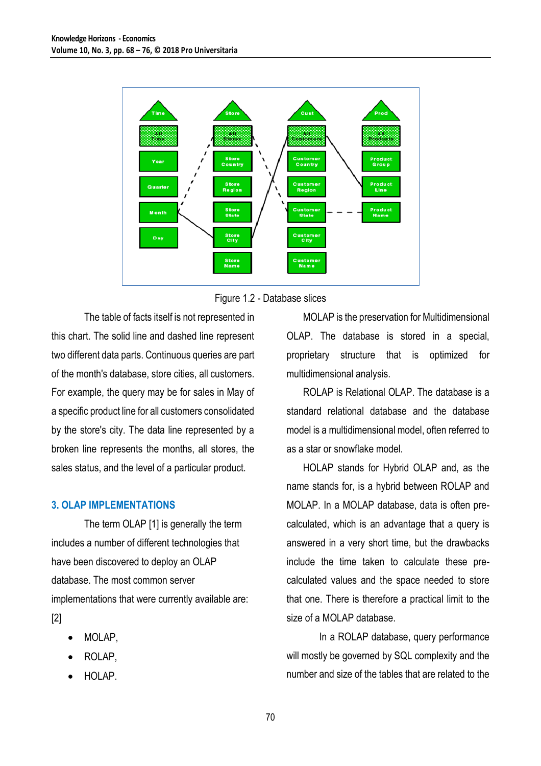Figure 1.2 - Database slices

The table of facts itself is not represented in this chart. The solid line and dashed line represent two different data parts. Continuous queries are part of the month's database, store cities, all customers. For example, the query may be for sales in May of a specific product line for all customers consolidated by the store's city. The data line represented by a broken line represents the months, all stores, the sales status, and the level of a particular product.

## 3. OLAP IMPLEMENTATIONS

The term OLAP [1] is generally the term includes a number of different technologies that have been discovered to deploy an OLAP database. The most common server implementations that were currently available are: [2]

- MOLAP,
- ROLAP,
- HOLAP.

MOLAP is the preservation for Multidimensional OLAP. The database is stored in a special, proprietary structure that is optimized for multidimensional analysis.

ROLAP is Relational OLAP. The database is a standard relational database and the database model is a multidimensional model, often referred to as a star or snowflake model.

HOLAP stands for Hybrid OLAP and, as the name stands for, is a hybrid between ROLAP and MOLAP. In a MOLAP database, data is often pre-calculated, which is an advantage that a query is answered in a very short time, but the drawbacks include the time taken to calculate these pre-calculated values and the space needed to store that one. There is therefore a practical limit to the size of a MOLAP database.

In a ROLAP database, query performance will mostly be governed by SQL complexity and the number and size of the tables that are related to the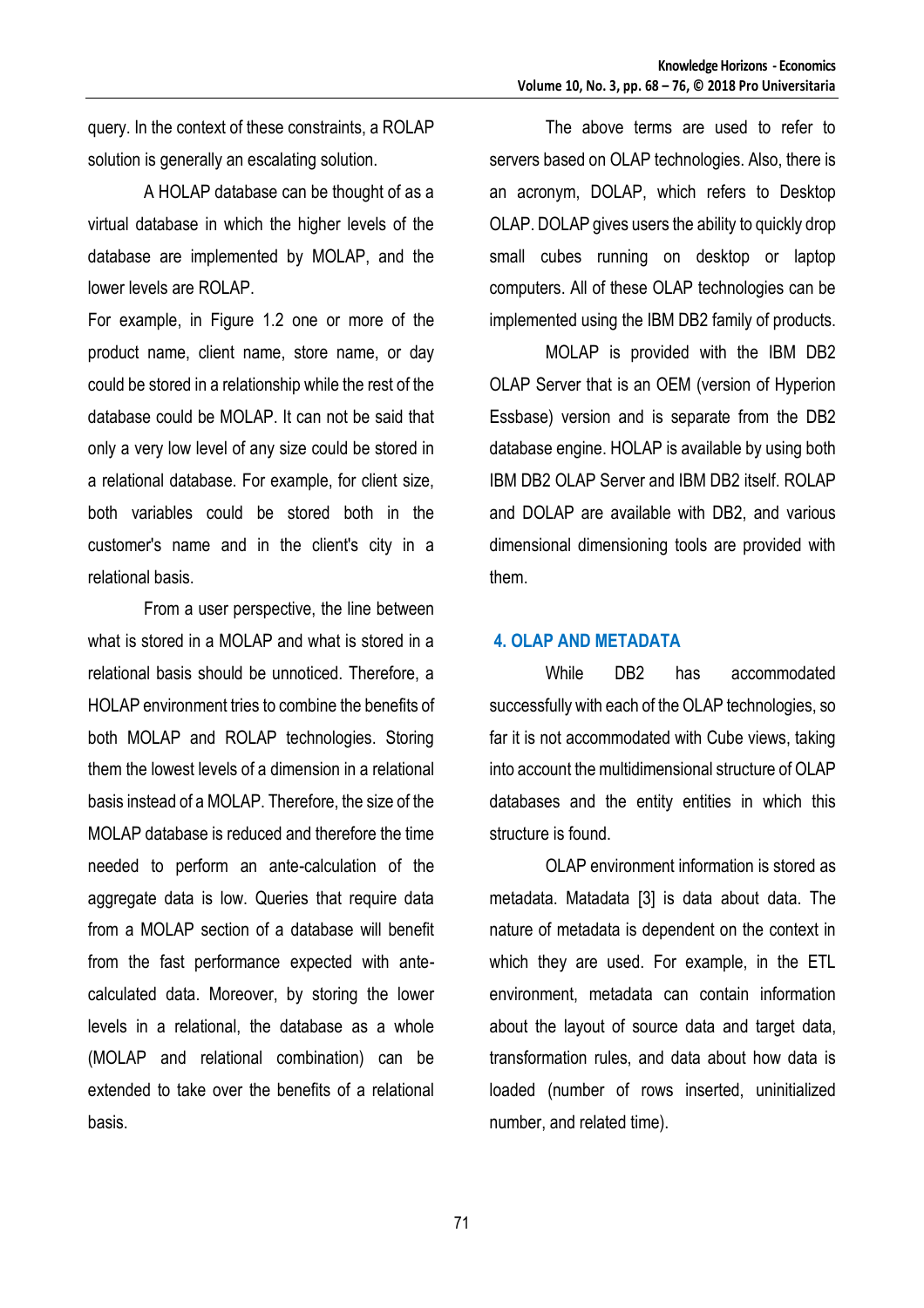query. In the context of these constraints, a ROLAP solution is generally an escalating solution.

A HOLAP database can be thought of as a virtual database in which the higher levels of the database are implemented by MOLAP, and the lower levels are ROLAP.

For example, in Figure 1.2 one or more of the product name, client name, store name, or day could be stored in a relationship while the rest of the database could be MOLAP. It can not be said that only a very low level of any size could be stored in a relational database. For example, for client size, both variables could be stored both in the customer's name and in the client's city in a relational basis.

From a user perspective, the line between what is stored in a MOLAP and what is stored in a relational basis should be unnoticed. Therefore, a HOLAP environment tries to combine the benefits of both MOLAP and ROLAP technologies. Storing them the lowest levels of a dimension in a relational basis instead of a MOLAP. Therefore, the size of the MOLAP database is reduced and therefore the time needed to perform an ante-calculation of the aggregate data is low. Queries that require data from a MOLAP section of a database will benefit from the fast performance expected with ante-calculated data. Moreover, by storing the lower levels in a relational, the database as a whole (MOLAP and relational combination) can be extended to take over the benefits of a relational basis.

The above terms are used to refer to servers based on OLAP technologies. Also, there is an acronym, DOLAP, which refers to Desktop OLAP. DOLAP gives users the ability to quickly drop small cubes running on desktop or laptop computers. All of these OLAP technologies can be implemented using the IBM DB2 family of products.

MOLAP is provided with the IBM DB2 OLAP Server that is an OEM (version of Hyperion Essbase) version and is separate from the DB2 database engine. HOLAP is available by using both IBM DB2 OLAP Server and IBM DB2 itself. ROLAP and DOLAP are available with DB2, and various dimensional dimensioning tools are provided with them.

## 4. OLAP AND METADATA

While DB2 has accommodated successfully with each of the OLAP technologies, so far it is not accommodated with Cube views, taking into account the multidimensional structure of OLAP databases and the entity entities in which this structure is found.

OLAP environment information is stored as metadata. Matadata [3] is data about data. The nature of metadata is dependent on the context in which they are used. For example, in the ETL environment, metadata can contain information about the layout of source data and target data, transformation rules, and data about how data is loaded (number of rows inserted, uninitialized number, and related time).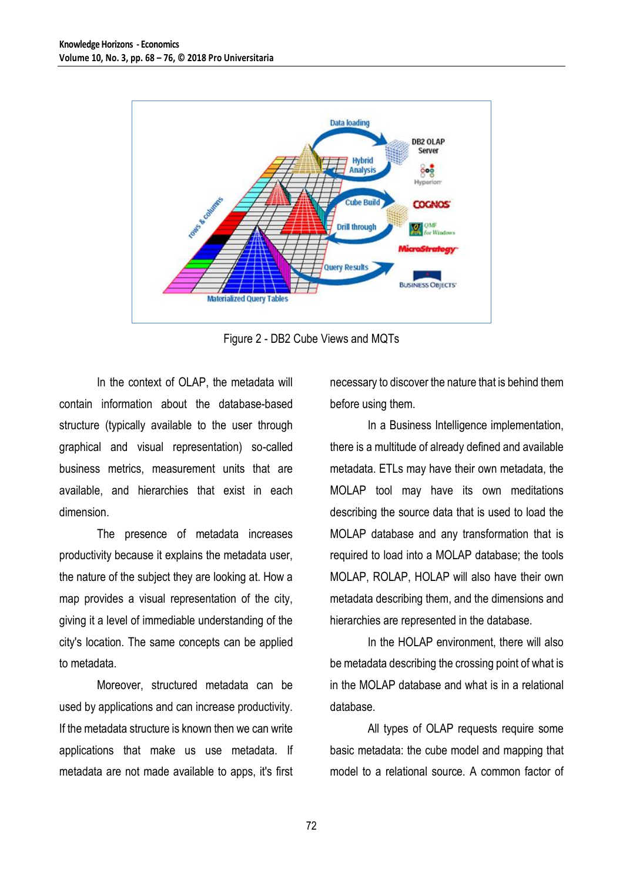Figure 2 - DB2 Cube Views and MQTs

In the context of OLAP, the metadata will contain information about the database-based structure (typically available to the user through graphical and visual representation) so-called business metrics, measurement units that are available, and hierarchies that exist in each dimension.

The presence of metadata increases productivity because it explains the metadata user, the nature of the subject they are looking at. How a map provides a visual representation of the city, giving it a level of immediable understanding of the city's location. The same concepts can be applied to metadata.

Moreover, structured metadata can be used by applications and can increase productivity. If the metadata structure is known then we can write applications that make us use metadata. If metadata are not made available to apps, it's first necessary to discover the nature that is behind them before using them.

In a Business Intelligence implementation, there is a multitude of already defined and available metadata. ETLs may have their own metadata, the MOLAP tool may have its own meditations describing the source data that is used to load the MOLAP database and any transformation that is required to load into a MOLAP database; the tools MOLAP, ROLAP, HOLAP will also have their own metadata describing them, and the dimensions and hierarchies are represented in the database.

In the HOLAP environment, there will also be metadata describing the crossing point of what is in the MOLAP database and what is in a relational database.

All types of OLAP requests require some basic metadata: the cube model and mapping that model to a relational source. A common factor of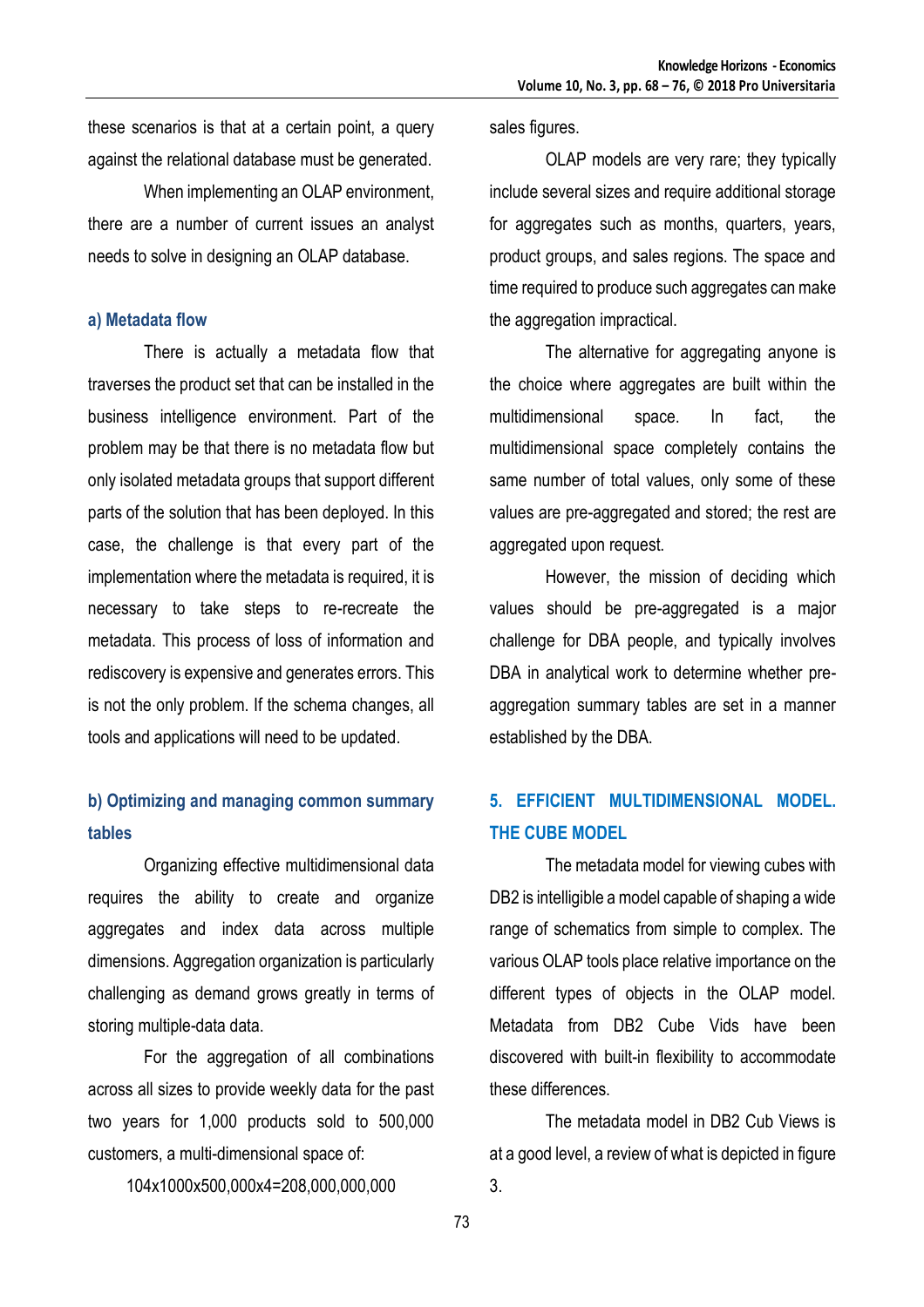these scenarios is that at a certain point, a query against the relational database must be generated.

When implementing an OLAP environment, there are a number of current issues an analyst needs to solve in designing an OLAP database.

#### a) Metadata flow

There is actually a metadata flow that traverses the product set that can be installed in the business intelligence environment. Part of the problem may be that there is no metadata flow but only isolated metadata groups that support different parts of the solution that has been deployed. In this case, the challenge is that every part of the implementation where the metadata is required, it is necessary to take steps to re-recreate the metadata. This process of loss of information and rediscovery is expensive and generates errors. This is not the only problem. If the schema changes, all tools and applications will need to be updated.

#### b) Optimizing and managing common summary tables

Organizing effective multidimensional data requires the ability to create and organize aggregates and index data across multiple dimensions. Aggregation organization is particularly challenging as demand grows greatly in terms of storing multiple-data data.

For the aggregation of all combinations across all sizes to provide weekly data for the past two years for 1,000 products sold to 500,000 customers, a multi-dimensional space of:

104x1000x500,000x4=208,000,000,000

sales figures.

OLAP models are very rare; they typically include several sizes and require additional storage for aggregates such as months, quarters, years, product groups, and sales regions. The space and time required to produce such aggregates can make the aggregation impractical.

The alternative for aggregating anyone is the choice where aggregates are built within the multidimensional space. In fact, the multidimensional space completely contains the same number of total values, only some of these values are pre-aggregated and stored; the rest are aggregated upon request.

However, the mission of deciding which values should be pre-aggregated is a major challenge for DBA people, and typically involves DBA in analytical work to determine whether pre-aggregation summary tables are set in a manner established by the DBA.

## 5. EFFICIENT MULTIDIMENSIONAL MODEL. THE CUBE MODEL

The metadata model for viewing cubes with DB2 is intelligible a model capable of shaping a wide range of schematics from simple to complex. The various OLAP tools place relative importance on the different types of objects in the OLAP model. Metadata from DB2 Cube Vids have been discovered with built-in flexibility to accommodate these differences.

The metadata model in DB2 Cub Views is at a good level, a review of what is depicted in figure 3.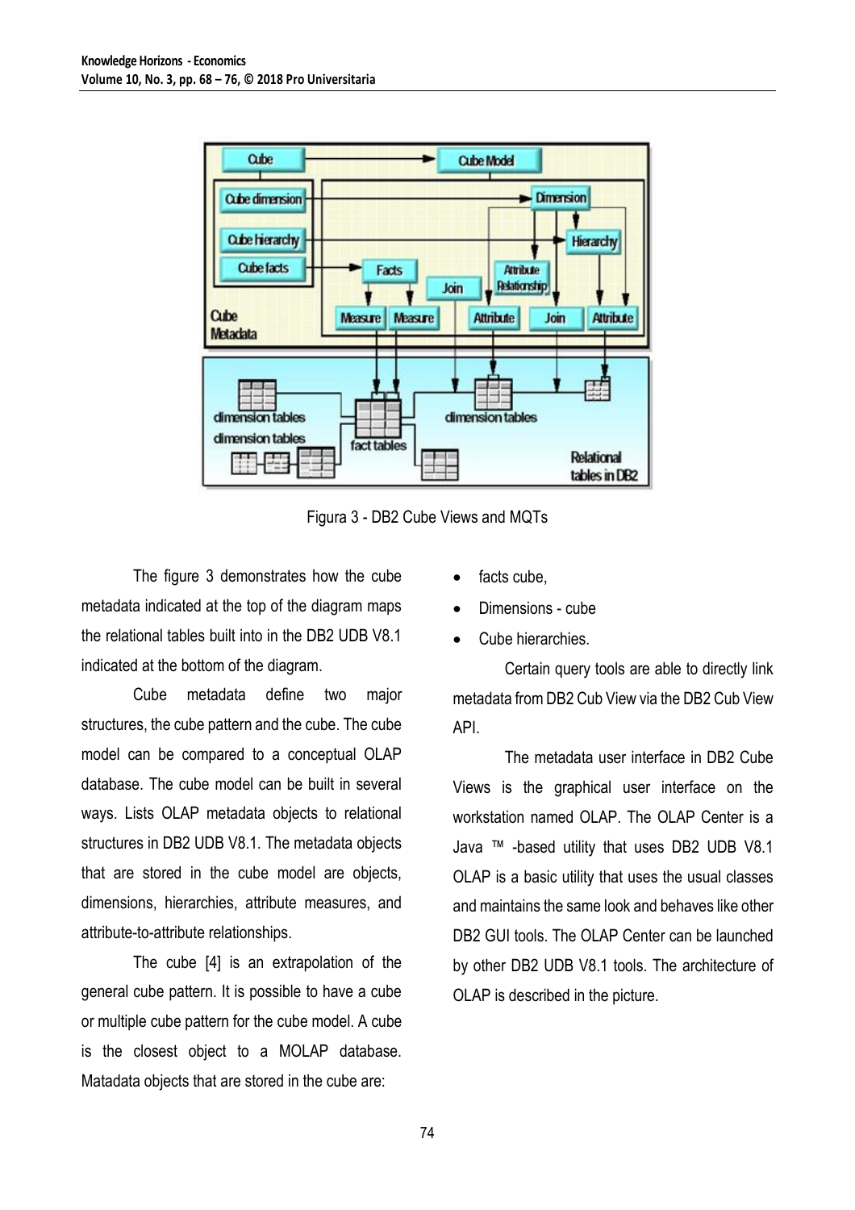Figura 3 - DB2 Cube Views and MQTs

The figure 3 demonstrates how the cube metadata indicated at the top of the diagram maps the relational tables built into in the DB2 UDB V8.1 indicated at the bottom of the diagram.

Cube metadata define two major structures, the cube pattern and the cube. The cube model can be compared to a conceptual OLAP database. The cube model can be built in several ways. Lists OLAP metadata objects to relational structures in DB2 UDB V8.1. The metadata objects that are stored in the cube model are objects, dimensions, hierarchies, attribute measures, and attribute-to-attribute relationships.

The cube [4] is an extrapolation of the general cube pattern. It is possible to have a cube or multiple cube pattern for the cube model. A cube is the closest object to a MOLAP database. Matadata objects that are stored in the cube are:

- facts cube,
- Dimensions - cube
- Cube hierarchies.

Certain query tools are able to directly link metadata from DB2 Cub View via the DB2 Cub View API.

The metadata user interface in DB2 Cube Views is the graphical user interface on the workstation named OLAP. The OLAP Center is a Java ™ -based utility that uses DB2 UDB V8.1 OLAP is a basic utility that uses the usual classes and maintains the same look and behaves like other DB2 GUI tools. The OLAP Center can be launched by other DB2 UDB V8.1 tools. The architecture of OLAP is described in the picture.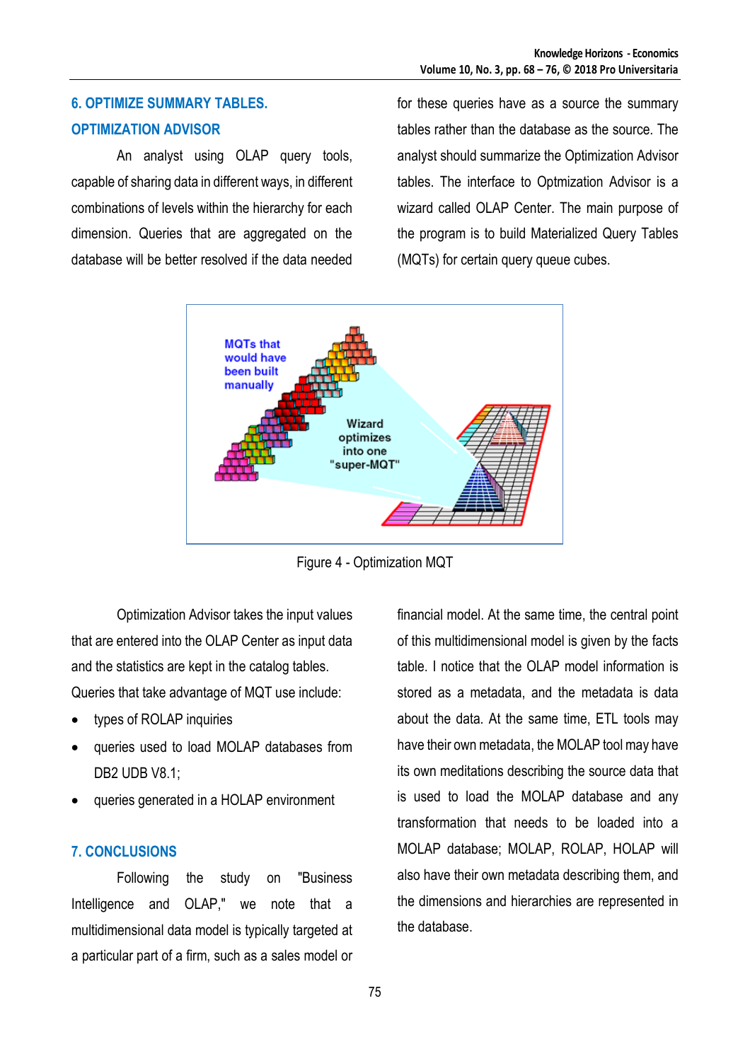## 6. OPTIMIZE SUMMARY TABLES. OPTIMIZATION ADVISOR

An analyst using OLAP query tools, capable of sharing data in different ways, in different combinations of levels within the hierarchy for each dimension. Queries that are aggregated on the database will be better resolved if the data needed for these queries have as a source the summary tables rather than the database as the source. The analyst should summarize the Optimization Advisor tables. The interface to Optmization Advisor is a wizard called OLAP Center. The main purpose of the program is to build Materialized Query Tables (MQTs) for certain query queue cubes.

Figure 4 - Optimization MQT

Optimization Advisor takes the input values that are entered into the OLAP Center as input data and the statistics are kept in the catalog tables.

Queries that take advantage of MQT use include:

- types of ROLAP inquiries
- queries used to load MOLAP databases from DB2 UDB V8.1;
- queries generated in a HOLAP environment

## 7. CONCLUSIONS

Following the study on "Business Intelligence and OLAP," we note that a multidimensional data model is typically targeted at a particular part of a firm, such as a sales model or financial model. At the same time, the central point of this multidimensional model is given by the facts table. I notice that the OLAP model information is stored as a metadata, and the metadata is data about the data. At the same time, ETL tools may have their own metadata, the MOLAP tool may have its own meditations describing the source data that is used to load the MOLAP database and any transformation that needs to be loaded into a MOLAP database; MOLAP, ROLAP, HOLAP will also have their own metadata describing them, and the dimensions and hierarchies are represented in the database.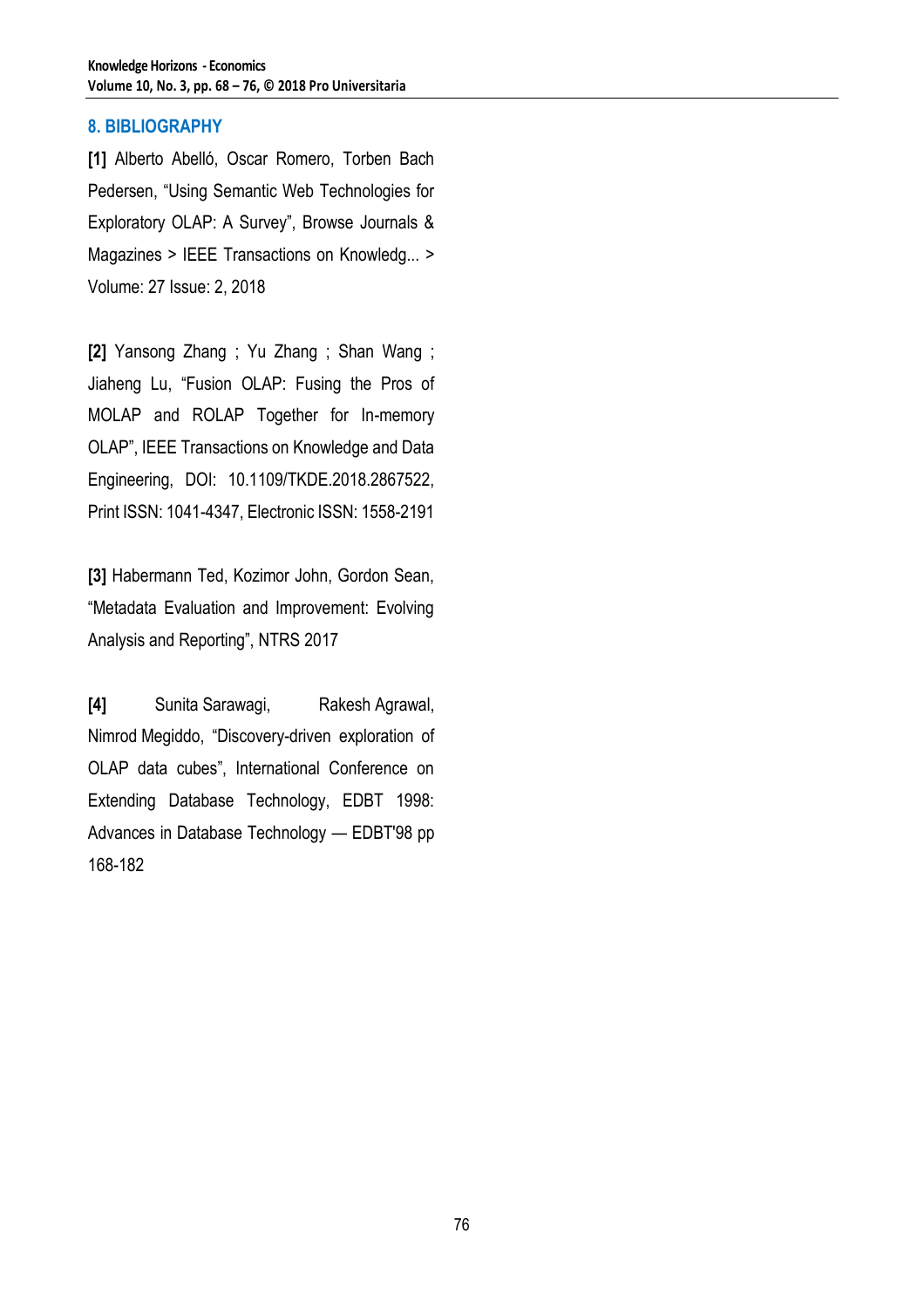## 8. BIBLIOGRAPHY

**[1]** Alberto Abelló, Oscar Romero, Torben Bach Pedersen, "Using Semantic Web Technologies for Exploratory OLAP: A Survey", Browse Journals & Magazines > IEEE Transactions on Knowledg... > Volume: 27 Issue: 2, 2018

**[2]** Yansong Zhang ; Yu Zhang ; Shan Wang ; Jiaheng Lu, "Fusion OLAP: Fusing the Pros of MOLAP and ROLAP Together for In-memory OLAP", IEEE Transactions on Knowledge and Data Engineering, DOI: 10.1109/TKDE.2018.2867522, Print ISSN: 1041-4347, Electronic ISSN: 1558-2191

**[3]** Habermann Ted, Kozimor John, Gordon Sean, "Metadata Evaluation and Improvement: Evolving Analysis and Reporting", NTRS 2017

**[4]** Sunita Sarawagi, Rakesh Agrawal, Nimrod Megiddo, "Discovery-driven exploration of OLAP data cubes", International Conference on Extending Database Technology, EDBT 1998: Advances in Database Technology — EDBT'98 pp 168-182